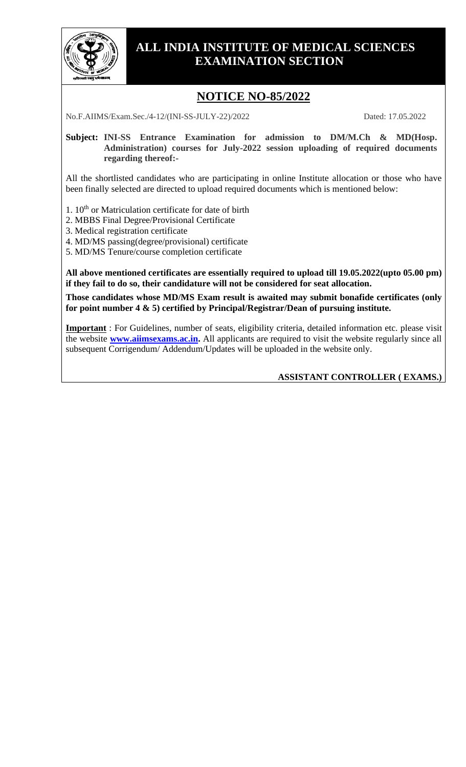# ALL INDIA INSTITUTE OF MEDICAL SCIENCES EXAMINATION SECTION

## NOTICE NO-85/2022

No.F.AIIMS/Exam.Sec./4-12/(INI-SS-JULY-22)/2022 Dated: 17.05.2022

**Subject: INI-SS Entrance Examination for admission to DM/M.Ch & MD(Hosp. Administration) courses for July-2022 session uploading of required documents regarding thereof:-**

All the shortlisted candidates who are participating in online Institute allocation or those who have been finally selected are directed to upload required documents which is mentioned below:

1. 10th or Matriculation certificate for date of birth
2. MBBS Final Degree/Provisional Certificate
3. Medical registration certificate
4. MD/MS passing(degree/provisional) certificate
5. MD/MS Tenure/course completion certificate

**All above mentioned certificates are essentially required to upload till 19.05.2022(upto 05.00 pm) if they fail to do so, their candidature will not be considered for seat allocation.**

**Those candidates whose MD/MS Exam result is awaited may submit bonafide certificates (only for point number 4 & 5) certified by Principal/Registrar/Dean of pursuing institute.**

**Important** : For Guidelines, number of seats, eligibility criteria, detailed information etc. please visit the website **www.aiimsexams.ac.in.** All applicants are required to visit the website regularly since all subsequent Corrigendum/ Addendum/Updates will be uploaded in the website only.

**ASSISTANT CONTROLLER ( EXAMS.)**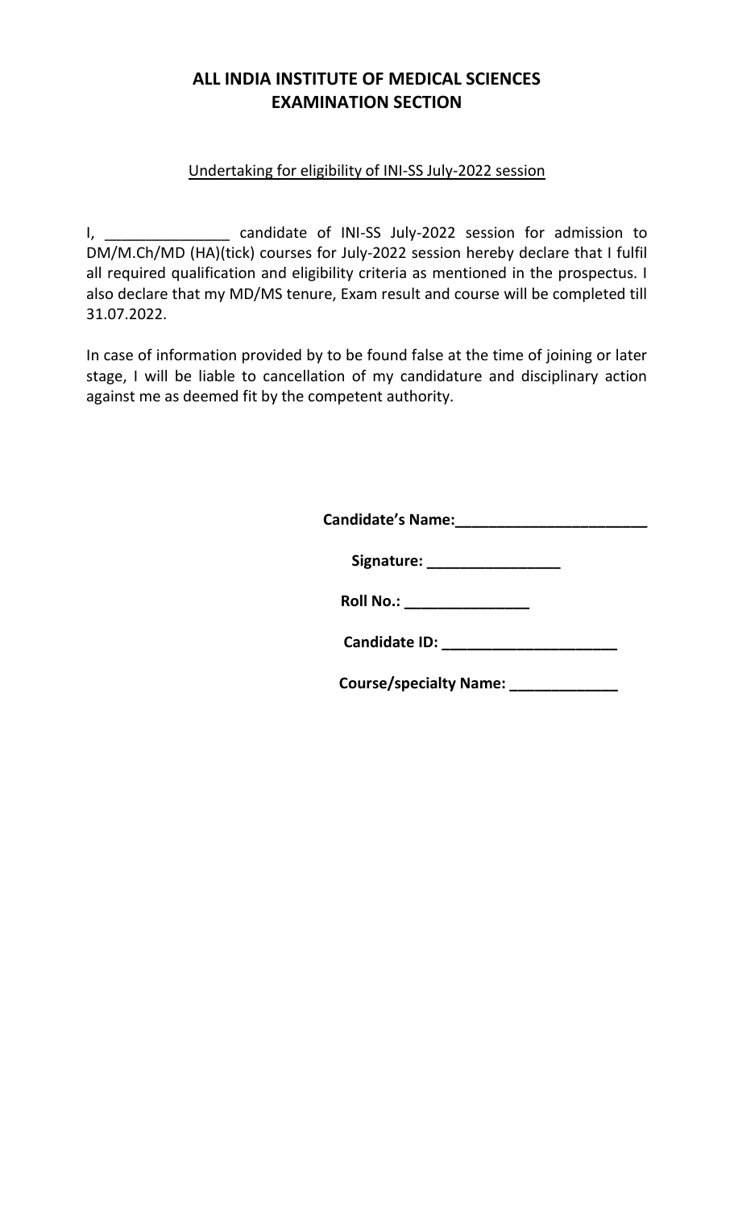## ALL INDIA INSTITUTE OF MEDICAL SCIENCES
## EXAMINATION SECTION

Undertaking for eligibility of INI-SS July-2022 session

I, _______________ candidate of INI-SS July-2022 session for admission to DM/M.Ch/MD (HA)(tick) courses for July-2022 session hereby declare that I fulfil all required qualification and eligibility criteria as mentioned in the prospectus. I also declare that my MD/MS tenure, Exam result and course will be completed till 31.07.2022.

In case of information provided by to be found false at the time of joining or later stage, I will be liable to cancellation of my candidature and disciplinary action against me as deemed fit by the competent authority.

**Candidate's Name:_______________________**

**Signature: ________________**

**Roll No.: _______________**

**Candidate ID: _____________________**

**Course/specialty Name: _____________**